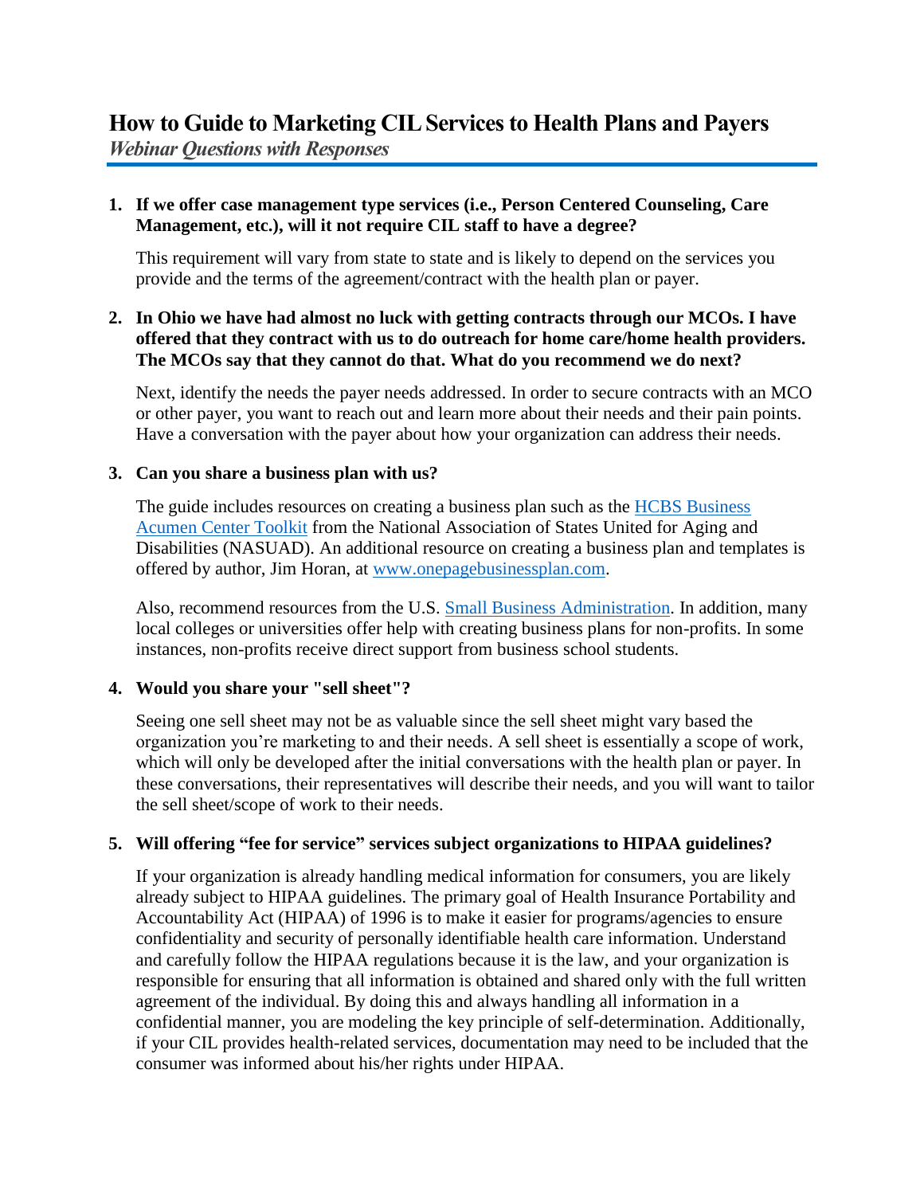# How to Guide to Marketing CIL Services to Health Plans and Payers

*Webinar Questions with Responses*

1. **If we offer case management type services (i.e., Person Centered Counseling, Care Management, etc.), will it not require CIL staff to have a degree?**

   This requirement will vary from state to state and is likely to depend on the services you provide and the terms of the agreement/contract with the health plan or payer.

2. **In Ohio we have had almost no luck with getting contracts through our MCOs. I have offered that they contract with us to do outreach for home care/home health providers. The MCOs say that they cannot do that. What do you recommend we do next?**

   Next, identify the needs the payer needs addressed. In order to secure contracts with an MCO or other payer, you want to reach out and learn more about their needs and their pain points. Have a conversation with the payer about how your organization can address their needs.

3. **Can you share a business plan with us?**

   The guide includes resources on creating a business plan such as the [HCBS Business Acumen Center Toolkit](#) from the National Association of States United for Aging and Disabilities (NASUAD). An additional resource on creating a business plan and templates is offered by author, Jim Horan, at [www.onepagebusinessplan.com](www.onepagebusinessplan.com).

   Also, recommend resources from the U.S. [Small Business Administration](#). In addition, many local colleges or universities offer help with creating business plans for non-profits. In some instances, non-profits receive direct support from business school students.

4. **Would you share your "sell sheet"?**

   Seeing one sell sheet may not be as valuable since the sell sheet might vary based the organization you're marketing to and their needs. A sell sheet is essentially a scope of work, which will only be developed after the initial conversations with the health plan or payer. In these conversations, their representatives will describe their needs, and you will want to tailor the sell sheet/scope of work to their needs.

5. **Will offering "fee for service" services subject organizations to HIPAA guidelines?**

   If your organization is already handling medical information for consumers, you are likely already subject to HIPAA guidelines. The primary goal of Health Insurance Portability and Accountability Act (HIPAA) of 1996 is to make it easier for programs/agencies to ensure confidentiality and security of personally identifiable health care information. Understand and carefully follow the HIPAA regulations because it is the law, and your organization is responsible for ensuring that all information is obtained and shared only with the full written agreement of the individual. By doing this and always handling all information in a confidential manner, you are modeling the key principle of self-determination. Additionally, if your CIL provides health-related services, documentation may need to be included that the consumer was informed about his/her rights under HIPAA.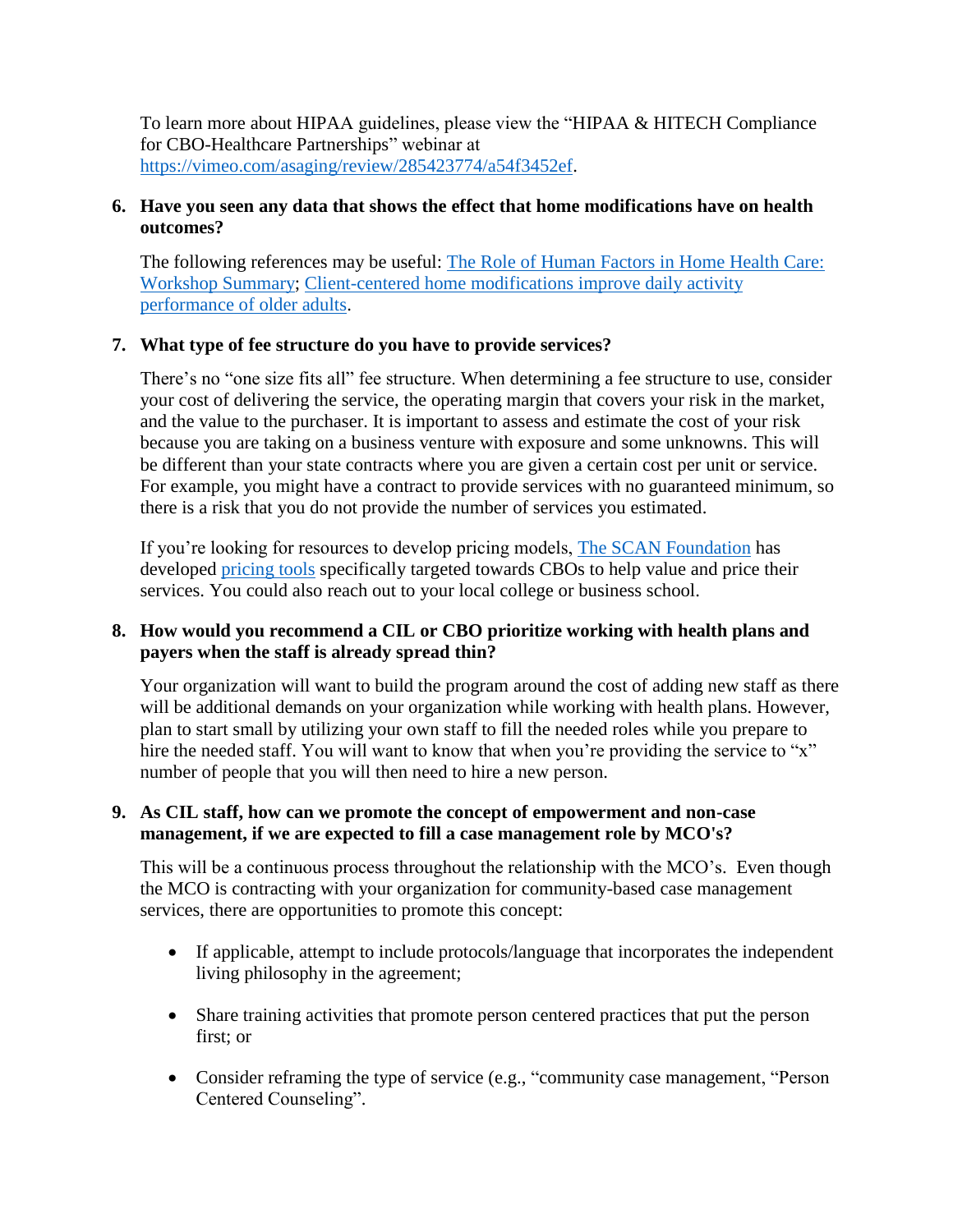To learn more about HIPAA guidelines, please view the "HIPAA & HITECH Compliance for CBO-Healthcare Partnerships" webinar at https://vimeo.com/asaging/review/285423774/a54f3452ef.

6. **Have you seen any data that shows the effect that home modifications have on health outcomes?**

   The following references may be useful: [The Role of Human Factors in Home Health Care: Workshop Summary](); [Client-centered home modifications improve daily activity performance of older adults]().

7. **What type of fee structure do you have to provide services?**

   There's no "one size fits all" fee structure. When determining a fee structure to use, consider your cost of delivering the service, the operating margin that covers your risk in the market, and the value to the purchaser. It is important to assess and estimate the cost of your risk because you are taking on a business venture with exposure and some unknowns. This will be different than your state contracts where you are given a certain cost per unit or service. For example, you might have a contract to provide services with no guaranteed minimum, so there is a risk that you do not provide the number of services you estimated.

   If you're looking for resources to develop pricing models, The SCAN Foundation has developed pricing tools specifically targeted towards CBOs to help value and price their services. You could also reach out to your local college or business school.

8. **How would you recommend a CIL or CBO prioritize working with health plans and payers when the staff is already spread thin?**

   Your organization will want to build the program around the cost of adding new staff as there will be additional demands on your organization while working with health plans. However, plan to start small by utilizing your own staff to fill the needed roles while you prepare to hire the needed staff. You will want to know that when you're providing the service to "x" number of people that you will then need to hire a new person.

9. **As CIL staff, how can we promote the concept of empowerment and non-case management, if we are expected to fill a case management role by MCO's?**

   This will be a continuous process throughout the relationship with the MCO's. Even though the MCO is contracting with your organization for community-based case management services, there are opportunities to promote this concept:

   - If applicable, attempt to include protocols/language that incorporates the independent living philosophy in the agreement;
   - Share training activities that promote person centered practices that put the person first; or
   - Consider reframing the type of service (e.g., "community case management, "Person Centered Counseling".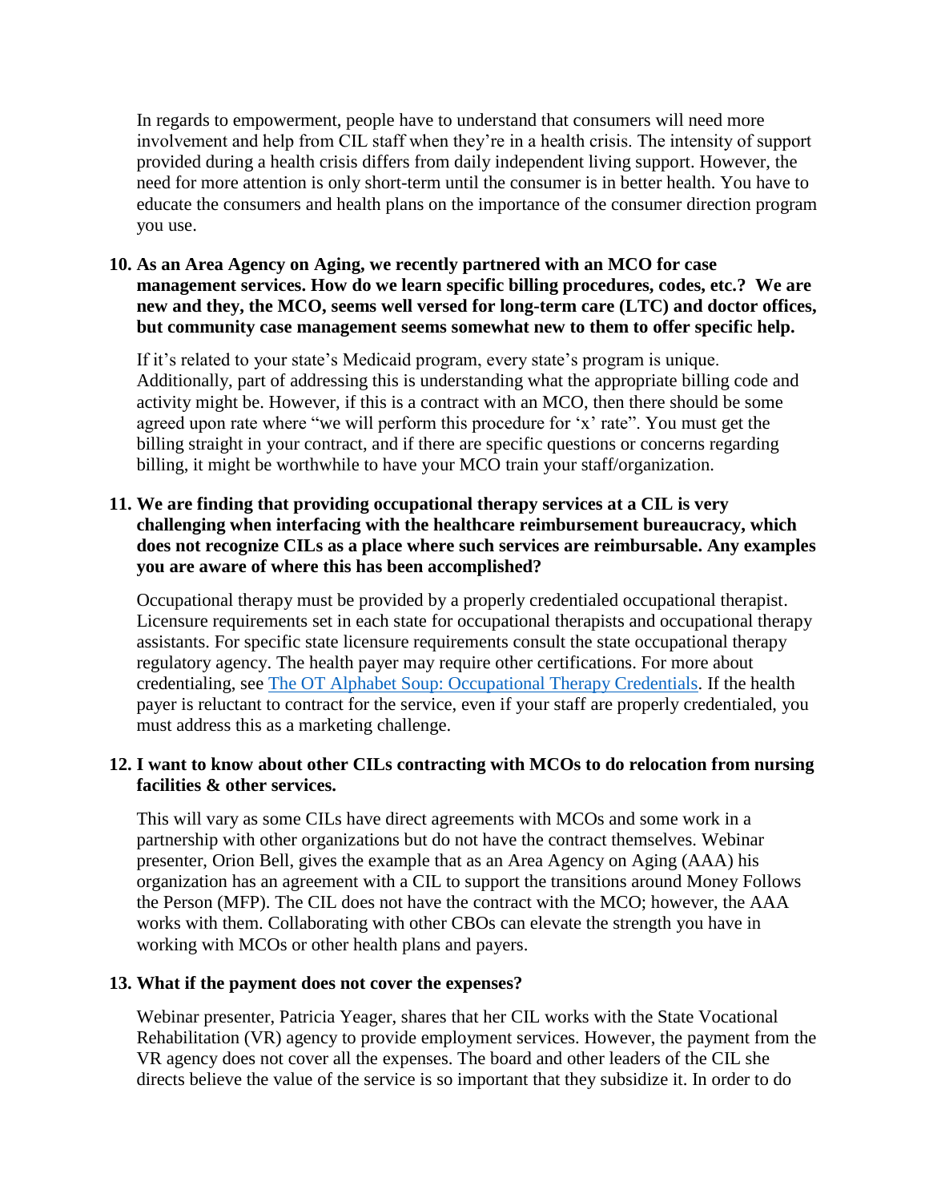In regards to empowerment, people have to understand that consumers will need more involvement and help from CIL staff when they're in a health crisis. The intensity of support provided during a health crisis differs from daily independent living support. However, the need for more attention is only short-term until the consumer is in better health. You have to educate the consumers and health plans on the importance of the consumer direction program you use.

**10. As an Area Agency on Aging, we recently partnered with an MCO for case management services. How do we learn specific billing procedures, codes, etc.? We are new and they, the MCO, seems well versed for long-term care (LTC) and doctor offices, but community case management seems somewhat new to them to offer specific help.**

If it's related to your state's Medicaid program, every state's program is unique. Additionally, part of addressing this is understanding what the appropriate billing code and activity might be. However, if this is a contract with an MCO, then there should be some agreed upon rate where "we will perform this procedure for 'x' rate". You must get the billing straight in your contract, and if there are specific questions or concerns regarding billing, it might be worthwhile to have your MCO train your staff/organization.

**11. We are finding that providing occupational therapy services at a CIL is very challenging when interfacing with the healthcare reimbursement bureaucracy, which does not recognize CILs as a place where such services are reimbursable. Any examples you are aware of where this has been accomplished?**

Occupational therapy must be provided by a properly credentialed occupational therapist. Licensure requirements set in each state for occupational therapists and occupational therapy assistants. For specific state licensure requirements consult the state occupational therapy regulatory agency. The health payer may require other certifications. For more about credentialing, see The OT Alphabet Soup: Occupational Therapy Credentials. If the health payer is reluctant to contract for the service, even if your staff are properly credentialed, you must address this as a marketing challenge.

**12. I want to know about other CILs contracting with MCOs to do relocation from nursing facilities & other services.**

This will vary as some CILs have direct agreements with MCOs and some work in a partnership with other organizations but do not have the contract themselves. Webinar presenter, Orion Bell, gives the example that as an Area Agency on Aging (AAA) his organization has an agreement with a CIL to support the transitions around Money Follows the Person (MFP). The CIL does not have the contract with the MCO; however, the AAA works with them. Collaborating with other CBOs can elevate the strength you have in working with MCOs or other health plans and payers.

**13. What if the payment does not cover the expenses?**

Webinar presenter, Patricia Yeager, shares that her CIL works with the State Vocational Rehabilitation (VR) agency to provide employment services. However, the payment from the VR agency does not cover all the expenses. The board and other leaders of the CIL she directs believe the value of the service is so important that they subsidize it. In order to do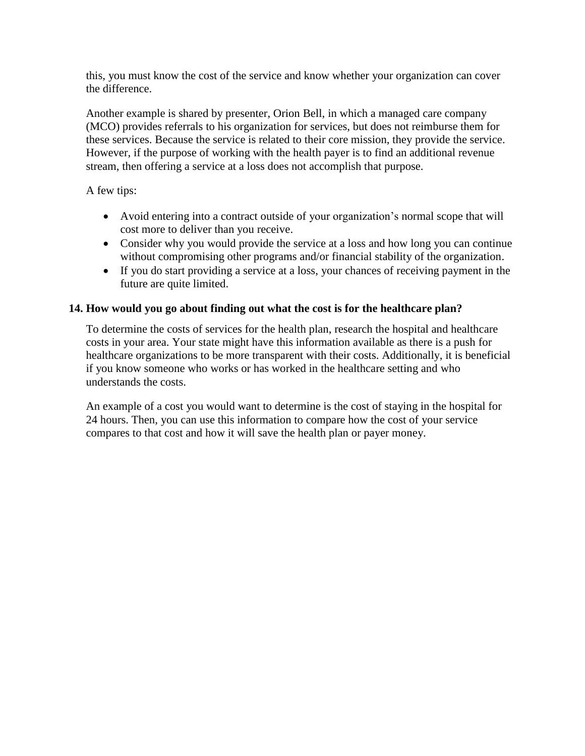this, you must know the cost of the service and know whether your organization can cover the difference.

Another example is shared by presenter, Orion Bell, in which a managed care company (MCO) provides referrals to his organization for services, but does not reimburse them for these services. Because the service is related to their core mission, they provide the service. However, if the purpose of working with the health payer is to find an additional revenue stream, then offering a service at a loss does not accomplish that purpose.

A few tips:

- Avoid entering into a contract outside of your organization's normal scope that will cost more to deliver than you receive.
- Consider why you would provide the service at a loss and how long you can continue without compromising other programs and/or financial stability of the organization.
- If you do start providing a service at a loss, your chances of receiving payment in the future are quite limited.

**14. How would you go about finding out what the cost is for the healthcare plan?**

To determine the costs of services for the health plan, research the hospital and healthcare costs in your area. Your state might have this information available as there is a push for healthcare organizations to be more transparent with their costs. Additionally, it is beneficial if you know someone who works or has worked in the healthcare setting and who understands the costs.

An example of a cost you would want to determine is the cost of staying in the hospital for 24 hours. Then, you can use this information to compare how the cost of your service compares to that cost and how it will save the health plan or payer money.